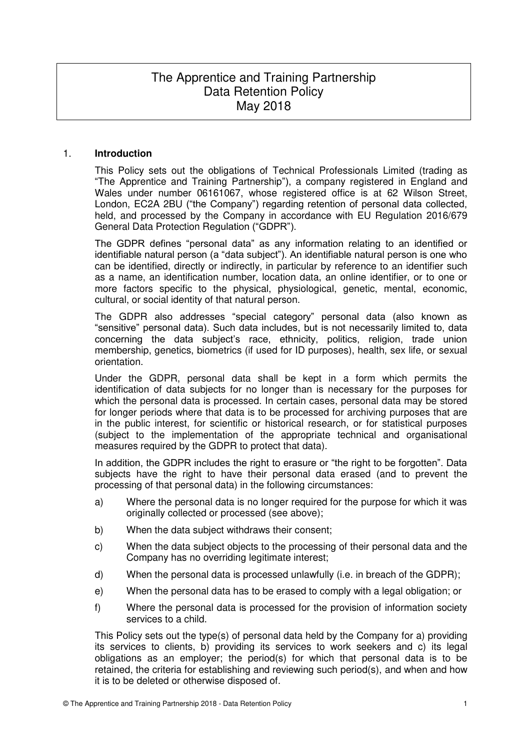# The Apprentice and Training Partnership
# Data Retention Policy
# May 2018

## 1. **Introduction**

This Policy sets out the obligations of Technical Professionals Limited (trading as "The Apprentice and Training Partnership"), a company registered in England and Wales under number 06161067, whose registered office is at 62 Wilson Street, London, EC2A 2BU ("the Company") regarding retention of personal data collected, held, and processed by the Company in accordance with EU Regulation 2016/679 General Data Protection Regulation ("GDPR").

The GDPR defines "personal data" as any information relating to an identified or identifiable natural person (a "data subject"). An identifiable natural person is one who can be identified, directly or indirectly, in particular by reference to an identifier such as a name, an identification number, location data, an online identifier, or to one or more factors specific to the physical, physiological, genetic, mental, economic, cultural, or social identity of that natural person.

The GDPR also addresses "special category" personal data (also known as "sensitive" personal data). Such data includes, but is not necessarily limited to, data concerning the data subject's race, ethnicity, politics, religion, trade union membership, genetics, biometrics (if used for ID purposes), health, sex life, or sexual orientation.

Under the GDPR, personal data shall be kept in a form which permits the identification of data subjects for no longer than is necessary for the purposes for which the personal data is processed. In certain cases, personal data may be stored for longer periods where that data is to be processed for archiving purposes that are in the public interest, for scientific or historical research, or for statistical purposes (subject to the implementation of the appropriate technical and organisational measures required by the GDPR to protect that data).

In addition, the GDPR includes the right to erasure or "the right to be forgotten". Data subjects have the right to have their personal data erased (and to prevent the processing of that personal data) in the following circumstances:

a) Where the personal data is no longer required for the purpose for which it was originally collected or processed (see above);

b) When the data subject withdraws their consent;

c) When the data subject objects to the processing of their personal data and the Company has no overriding legitimate interest;

d) When the personal data is processed unlawfully (i.e. in breach of the GDPR);

e) When the personal data has to be erased to comply with a legal obligation; or

f) Where the personal data is processed for the provision of information society services to a child.

This Policy sets out the type(s) of personal data held by the Company for a) providing its services to clients, b) providing its services to work seekers and c) its legal obligations as an employer; the period(s) for which that personal data is to be retained, the criteria for establishing and reviewing such period(s), and when and how it is to be deleted or otherwise disposed of.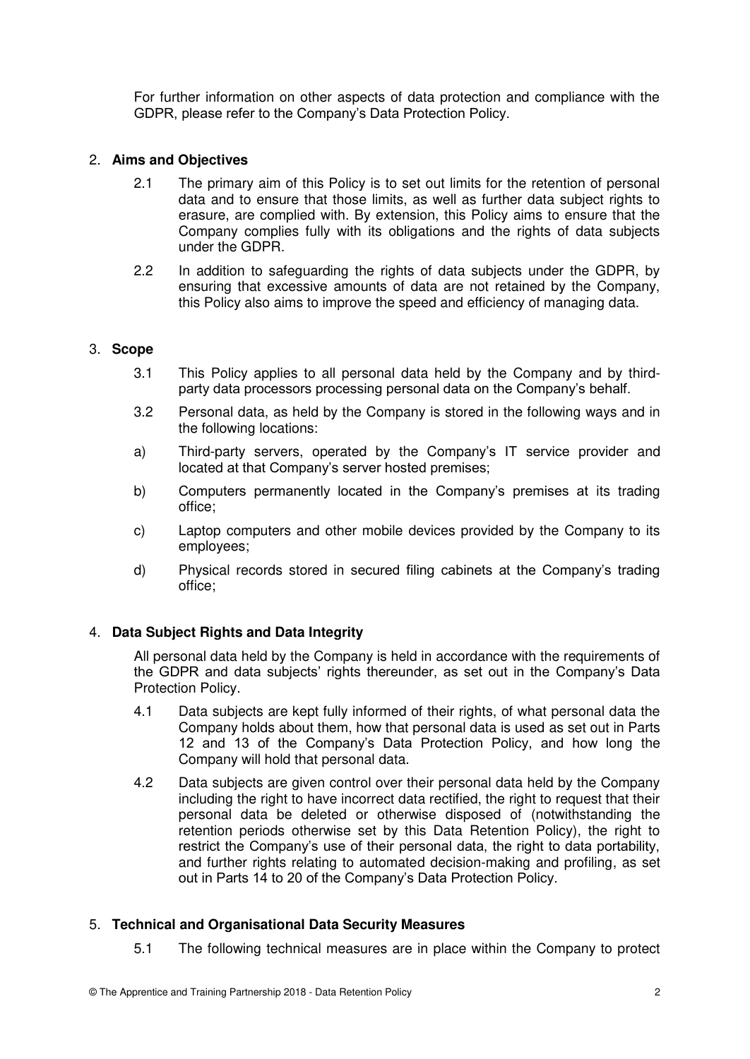For further information on other aspects of data protection and compliance with the GDPR, please refer to the Company's Data Protection Policy.

## 2. **Aims and Objectives**

2.1 The primary aim of this Policy is to set out limits for the retention of personal data and to ensure that those limits, as well as further data subject rights to erasure, are complied with. By extension, this Policy aims to ensure that the Company complies fully with its obligations and the rights of data subjects under the GDPR.

2.2 In addition to safeguarding the rights of data subjects under the GDPR, by ensuring that excessive amounts of data are not retained by the Company, this Policy also aims to improve the speed and efficiency of managing data.

## 3. **Scope**

3.1 This Policy applies to all personal data held by the Company and by third-party data processors processing personal data on the Company's behalf.

3.2 Personal data, as held by the Company is stored in the following ways and in the following locations:

a) Third-party servers, operated by the Company's IT service provider and located at that Company's server hosted premises;

b) Computers permanently located in the Company's premises at its trading office;

c) Laptop computers and other mobile devices provided by the Company to its employees;

d) Physical records stored in secured filing cabinets at the Company's trading office;

## 4. **Data Subject Rights and Data Integrity**

All personal data held by the Company is held in accordance with the requirements of the GDPR and data subjects' rights thereunder, as set out in the Company's Data Protection Policy.

4.1 Data subjects are kept fully informed of their rights, of what personal data the Company holds about them, how that personal data is used as set out in Parts 12 and 13 of the Company's Data Protection Policy, and how long the Company will hold that personal data.

4.2 Data subjects are given control over their personal data held by the Company including the right to have incorrect data rectified, the right to request that their personal data be deleted or otherwise disposed of (notwithstanding the retention periods otherwise set by this Data Retention Policy), the right to restrict the Company's use of their personal data, the right to data portability, and further rights relating to automated decision-making and profiling, as set out in Parts 14 to 20 of the Company's Data Protection Policy.

## 5. **Technical and Organisational Data Security Measures**

5.1 The following technical measures are in place within the Company to protect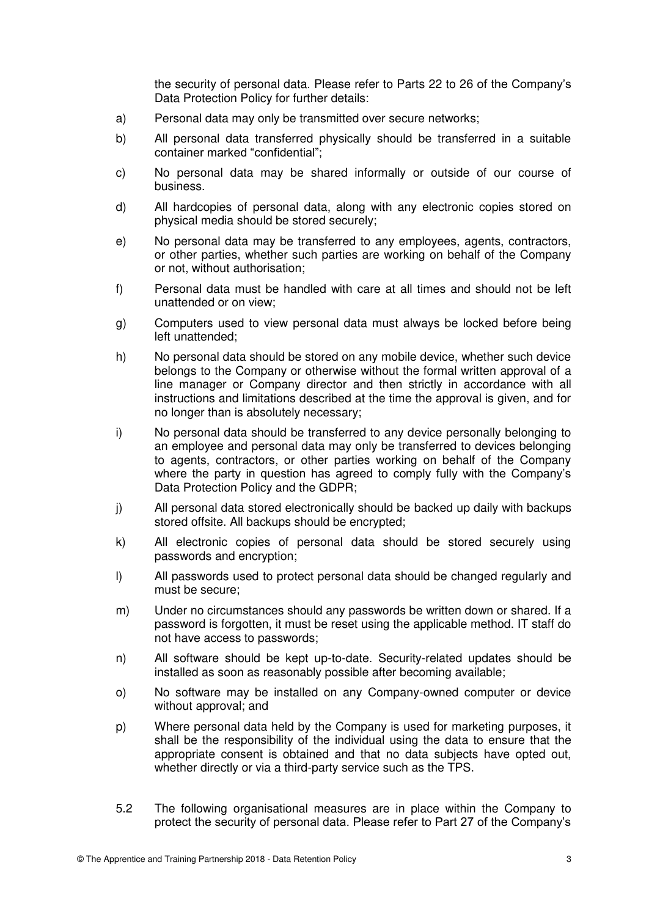the security of personal data. Please refer to Parts 22 to 26 of the Company's Data Protection Policy for further details:

a) Personal data may only be transmitted over secure networks;

b) All personal data transferred physically should be transferred in a suitable container marked "confidential";

c) No personal data may be shared informally or outside of our course of business.

d) All hardcopies of personal data, along with any electronic copies stored on physical media should be stored securely;

e) No personal data may be transferred to any employees, agents, contractors, or other parties, whether such parties are working on behalf of the Company or not, without authorisation;

f) Personal data must be handled with care at all times and should not be left unattended or on view;

g) Computers used to view personal data must always be locked before being left unattended;

h) No personal data should be stored on any mobile device, whether such device belongs to the Company or otherwise without the formal written approval of a line manager or Company director and then strictly in accordance with all instructions and limitations described at the time the approval is given, and for no longer than is absolutely necessary;

i) No personal data should be transferred to any device personally belonging to an employee and personal data may only be transferred to devices belonging to agents, contractors, or other parties working on behalf of the Company where the party in question has agreed to comply fully with the Company's Data Protection Policy and the GDPR;

j) All personal data stored electronically should be backed up daily with backups stored offsite. All backups should be encrypted;

k) All electronic copies of personal data should be stored securely using passwords and encryption;

l) All passwords used to protect personal data should be changed regularly and must be secure;

m) Under no circumstances should any passwords be written down or shared. If a password is forgotten, it must be reset using the applicable method. IT staff do not have access to passwords;

n) All software should be kept up-to-date. Security-related updates should be installed as soon as reasonably possible after becoming available;

o) No software may be installed on any Company-owned computer or device without approval; and

p) Where personal data held by the Company is used for marketing purposes, it shall be the responsibility of the individual using the data to ensure that the appropriate consent is obtained and that no data subjects have opted out, whether directly or via a third-party service such as the TPS.

5.2 The following organisational measures are in place within the Company to protect the security of personal data. Please refer to Part 27 of the Company's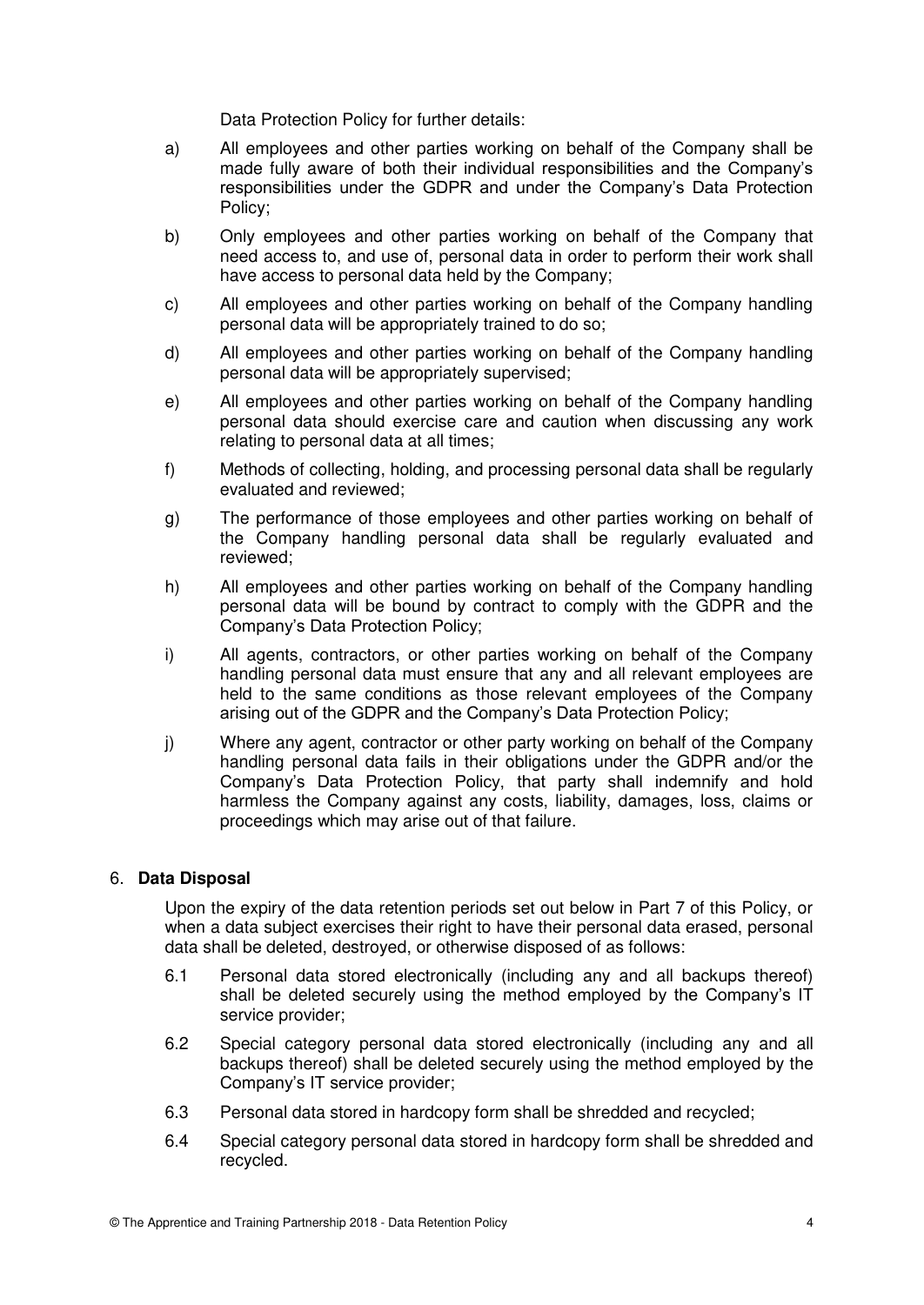Data Protection Policy for further details:

a) All employees and other parties working on behalf of the Company shall be made fully aware of both their individual responsibilities and the Company's responsibilities under the GDPR and under the Company's Data Protection Policy;

b) Only employees and other parties working on behalf of the Company that need access to, and use of, personal data in order to perform their work shall have access to personal data held by the Company;

c) All employees and other parties working on behalf of the Company handling personal data will be appropriately trained to do so;

d) All employees and other parties working on behalf of the Company handling personal data will be appropriately supervised;

e) All employees and other parties working on behalf of the Company handling personal data should exercise care and caution when discussing any work relating to personal data at all times;

f) Methods of collecting, holding, and processing personal data shall be regularly evaluated and reviewed;

g) The performance of those employees and other parties working on behalf of the Company handling personal data shall be regularly evaluated and reviewed;

h) All employees and other parties working on behalf of the Company handling personal data will be bound by contract to comply with the GDPR and the Company's Data Protection Policy;

i) All agents, contractors, or other parties working on behalf of the Company handling personal data must ensure that any and all relevant employees are held to the same conditions as those relevant employees of the Company arising out of the GDPR and the Company's Data Protection Policy;

j) Where any agent, contractor or other party working on behalf of the Company handling personal data fails in their obligations under the GDPR and/or the Company's Data Protection Policy, that party shall indemnify and hold harmless the Company against any costs, liability, damages, loss, claims or proceedings which may arise out of that failure.

## 6. Data Disposal

Upon the expiry of the data retention periods set out below in Part 7 of this Policy, or when a data subject exercises their right to have their personal data erased, personal data shall be deleted, destroyed, or otherwise disposed of as follows:

6.1 Personal data stored electronically (including any and all backups thereof) shall be deleted securely using the method employed by the Company's IT service provider;

6.2 Special category personal data stored electronically (including any and all backups thereof) shall be deleted securely using the method employed by the Company's IT service provider;

6.3 Personal data stored in hardcopy form shall be shredded and recycled;

6.4 Special category personal data stored in hardcopy form shall be shredded and recycled.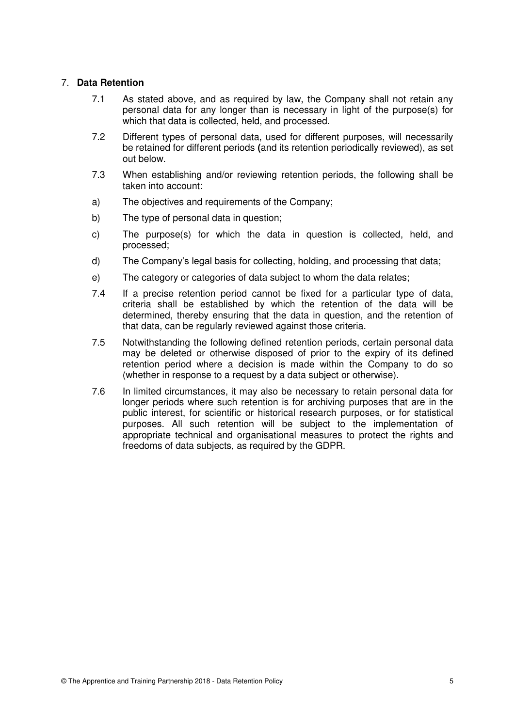## 7. **Data Retention**

7.1 As stated above, and as required by law, the Company shall not retain any personal data for any longer than is necessary in light of the purpose(s) for which that data is collected, held, and processed.

7.2 Different types of personal data, used for different purposes, will necessarily be retained for different periods **(**and its retention periodically reviewed), as set out below.

7.3 When establishing and/or reviewing retention periods, the following shall be taken into account:

a) The objectives and requirements of the Company;

b) The type of personal data in question;

c) The purpose(s) for which the data in question is collected, held, and processed;

d) The Company's legal basis for collecting, holding, and processing that data;

e) The category or categories of data subject to whom the data relates;

7.4 If a precise retention period cannot be fixed for a particular type of data, criteria shall be established by which the retention of the data will be determined, thereby ensuring that the data in question, and the retention of that data, can be regularly reviewed against those criteria.

7.5 Notwithstanding the following defined retention periods, certain personal data may be deleted or otherwise disposed of prior to the expiry of its defined retention period where a decision is made within the Company to do so (whether in response to a request by a data subject or otherwise).

7.6 In limited circumstances, it may also be necessary to retain personal data for longer periods where such retention is for archiving purposes that are in the public interest, for scientific or historical research purposes, or for statistical purposes. All such retention will be subject to the implementation of appropriate technical and organisational measures to protect the rights and freedoms of data subjects, as required by the GDPR.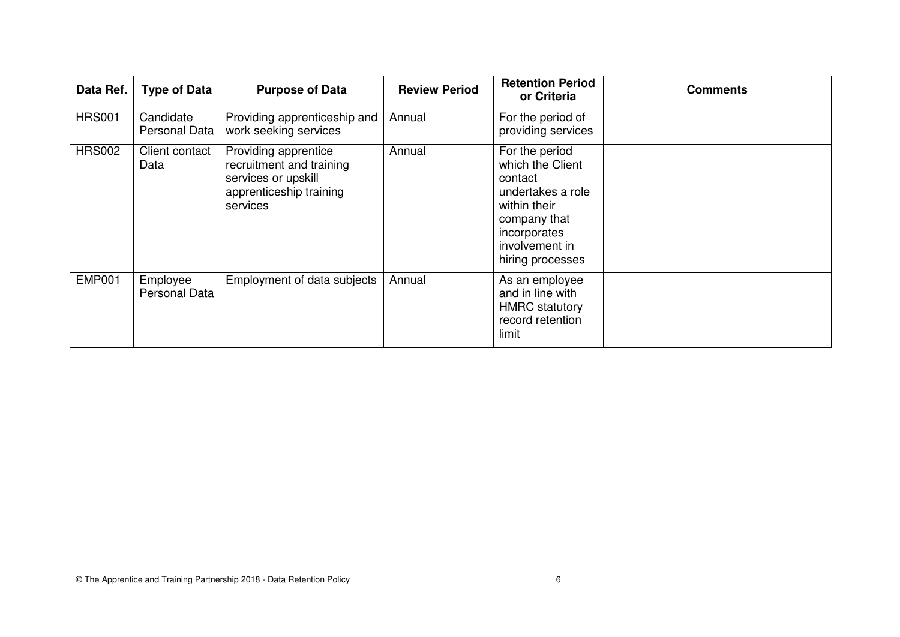| Data Ref. | Type of Data | Purpose of Data | Review Period | Retention Period or Criteria | Comments |
|---|---|---|---|---|---|
| HRS001 | Candidate Personal Data | Providing apprenticeship and work seeking services | Annual | For the period of providing services | |
| HRS002 | Client contact Data | Providing apprentice recruitment and training services or upskill apprenticeship training services | Annual | For the period which the Client contact undertakes a role within their company that incorporates involvement in hiring processes | |
| EMP001 | Employee Personal Data | Employment of data subjects | Annual | As an employee and in line with HMRC statutory record retention limit | |

© The Apprentice and Training Partnership 2018 - Data Retention Policy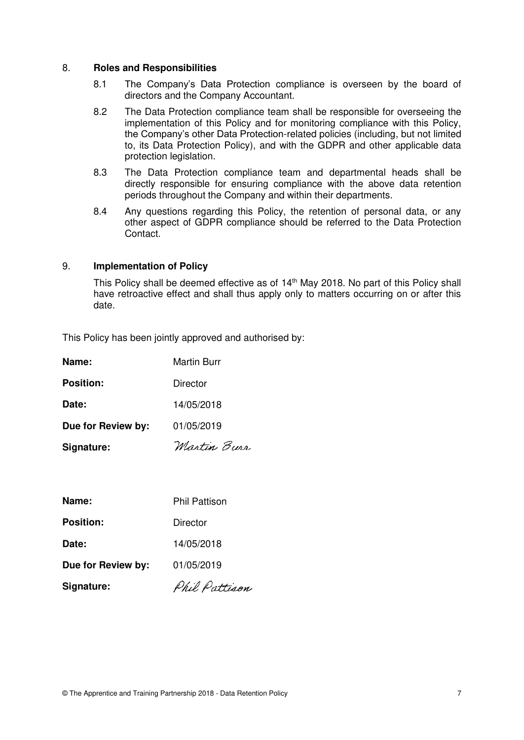## 8. **Roles and Responsibilities**

8.1 The Company's Data Protection compliance is overseen by the board of directors and the Company Accountant.

8.2 The Data Protection compliance team shall be responsible for overseeing the implementation of this Policy and for monitoring compliance with this Policy, the Company's other Data Protection-related policies (including, but not limited to, its Data Protection Policy), and with the GDPR and other applicable data protection legislation.

8.3 The Data Protection compliance team and departmental heads shall be directly responsible for ensuring compliance with the above data retention periods throughout the Company and within their departments.

8.4 Any questions regarding this Policy, the retention of personal data, or any other aspect of GDPR compliance should be referred to the Data Protection Contact.

## 9. **Implementation of Policy**

This Policy shall be deemed effective as of 14th May 2018. No part of this Policy shall have retroactive effect and shall thus apply only to matters occurring on or after this date.

This Policy has been jointly approved and authorised by:

| | |
|---|---|
| **Name:** | Martin Burr |
| **Position:** | Director |
| **Date:** | 14/05/2018 |
| **Due for Review by:** | 01/05/2019 |
| **Signature:** | *Martin Burr* |

| | |
|---|---|
| **Name:** | Phil Pattison |
| **Position:** | Director |
| **Date:** | 14/05/2018 |
| **Due for Review by:** | 01/05/2019 |
| **Signature:** | *Phil Pattison* |

© The Apprentice and Training Partnership 2018 - Data Retention Policy